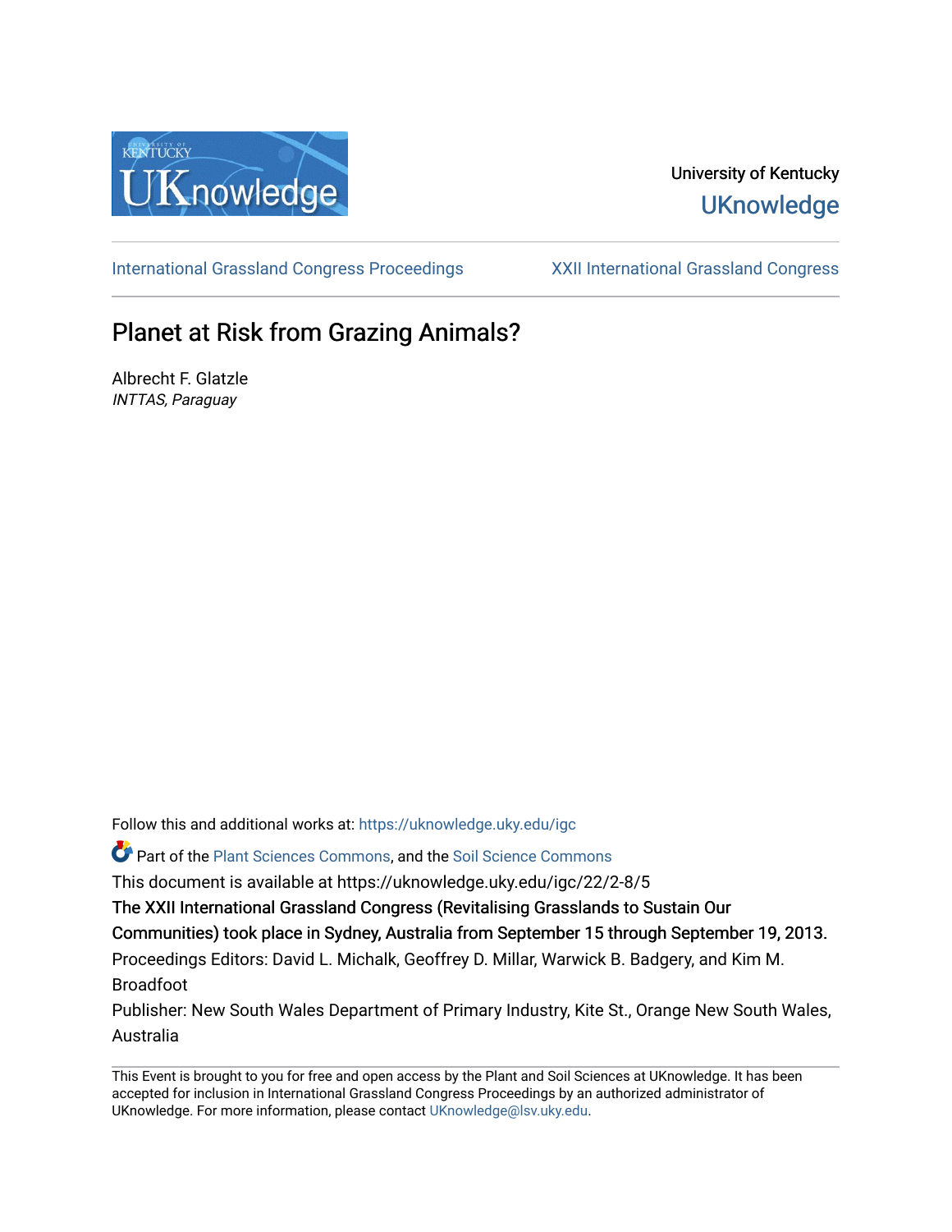University of Kentucky

UKnowledge

International Grassland Congress Proceedings | XXII International Grassland Congress

# Planet at Risk from Grazing Animals?

Albrecht F. Glatzle
*INTTAS, Paraguay*

Follow this and additional works at: https://uknowledge.uky.edu/igc

Part of the Plant Sciences Commons, and the Soil Science Commons

This document is available at https://uknowledge.uky.edu/igc/22/2-8/5

The XXII International Grassland Congress (Revitalising Grasslands to Sustain Our Communities) took place in Sydney, Australia from September 15 through September 19, 2013.

Proceedings Editors: David L. Michalk, Geoffrey D. Millar, Warwick B. Badgery, and Kim M. Broadfoot

Publisher: New South Wales Department of Primary Industry, Kite St., Orange New South Wales, Australia

This Event is brought to you for free and open access by the Plant and Soil Sciences at UKnowledge. It has been accepted for inclusion in International Grassland Congress Proceedings by an authorized administrator of UKnowledge. For more information, please contact UKnowledge@lsv.uky.edu.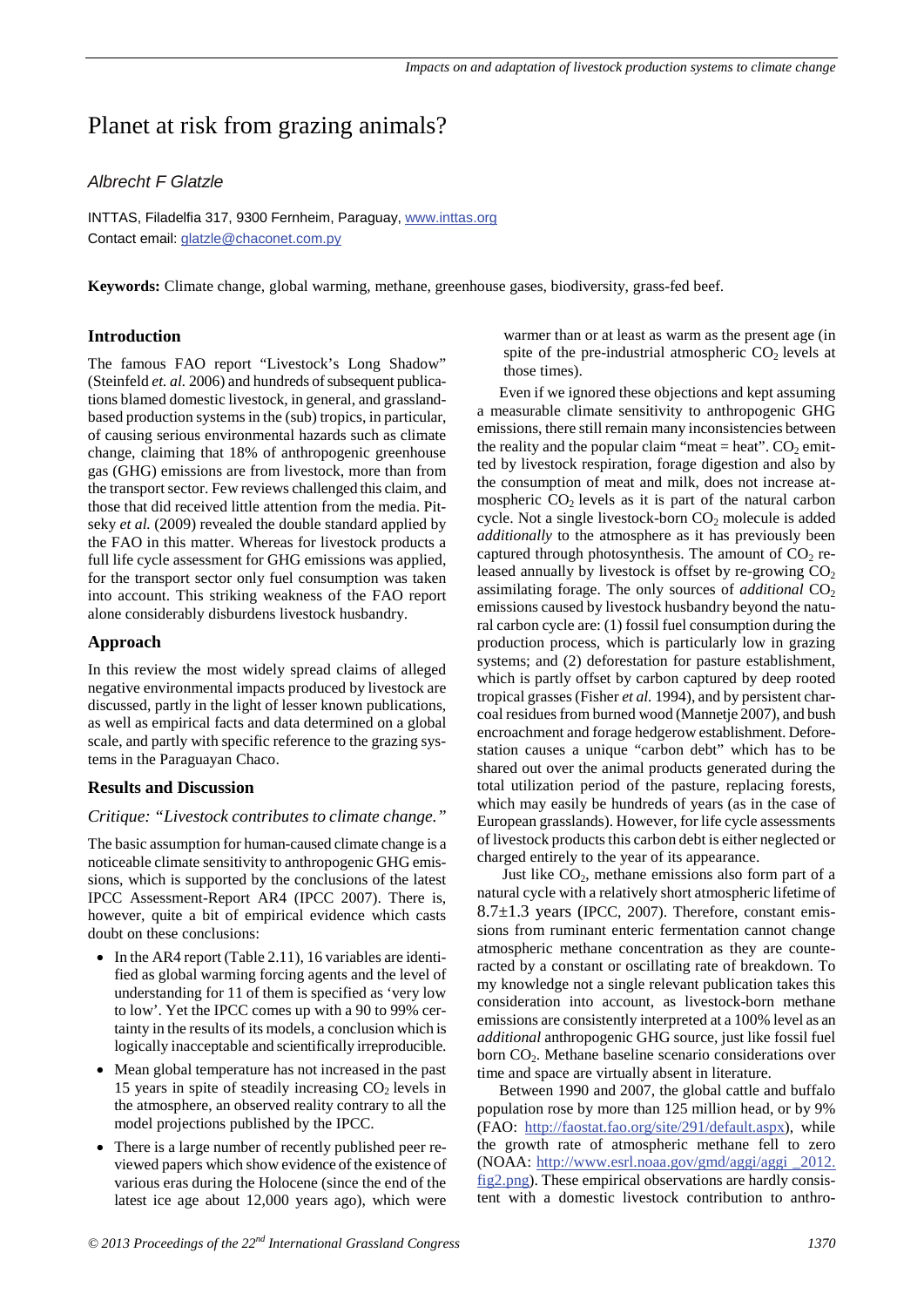# Planet at risk from grazing animals?

*Albrecht F Glatzle*

INTTAS, Filadelfia 317, 9300 Fernheim, Paraguay, www.inttas.org
Contact email: glatzle@chaconet.com.py

**Keywords:** Climate change, global warming, methane, greenhouse gases, biodiversity, grass-fed beef.

## Introduction

The famous FAO report "Livestock's Long Shadow" (Steinfeld *et. al.* 2006) and hundreds of subsequent publications blamed domestic livestock, in general, and grassland-based production systems in the (sub) tropics, in particular, of causing serious environmental hazards such as climate change, claiming that 18% of anthropogenic greenhouse gas (GHG) emissions are from livestock, more than from the transport sector. Few reviews challenged this claim, and those that did received little attention from the media. Pitseky *et al.* (2009) revealed the double standard applied by the FAO in this matter. Whereas for livestock products a full life cycle assessment for GHG emissions was applied, for the transport sector only fuel consumption was taken into account. This striking weakness of the FAO report alone considerably disburdens livestock husbandry.

## Approach

In this review the most widely spread claims of alleged negative environmental impacts produced by livestock are discussed, partly in the light of lesser known publications, as well as empirical facts and data determined on a global scale, and partly with specific reference to the grazing systems in the Paraguayan Chaco.

## Results and Discussion

### *Critique: "Livestock contributes to climate change."*

The basic assumption for human-caused climate change is a noticeable climate sensitivity to anthropogenic GHG emissions, which is supported by the conclusions of the latest IPCC Assessment-Report AR4 (IPCC 2007). There is, however, quite a bit of empirical evidence which casts doubt on these conclusions:

- In the AR4 report (Table 2.11), 16 variables are identified as global warming forcing agents and the level of understanding for 11 of them is specified as 'very low to low'. Yet the IPCC comes up with a 90 to 99% certainty in the results of its models, a conclusion which is logically inacceptable and scientifically irreproducible.
- Mean global temperature has not increased in the past 15 years in spite of steadily increasing $CO_2$ levels in the atmosphere, an observed reality contrary to all the model projections published by the IPCC.
- There is a large number of recently published peer reviewed papers which show evidence of the existence of various eras during the Holocene (since the end of the latest ice age about 12,000 years ago), which were warmer than or at least as warm as the present age (in spite of the pre-industrial atmospheric $CO_2$ levels at those times).

Even if we ignored these objections and kept assuming a measurable climate sensitivity to anthropogenic GHG emissions, there still remain many inconsistencies between the reality and the popular claim "meat = heat". $CO_2$ emitted by livestock respiration, forage digestion and also by the consumption of meat and milk, does not increase atmospheric $CO_2$ levels as it is part of the natural carbon cycle. Not a single livestock-born $CO_2$ molecule is added *additionally* to the atmosphere as it has previously been captured through photosynthesis. The amount of $CO_2$ released annually by livestock is offset by re-growing $CO_2$ assimilating forage. The only sources of *additional* $CO_2$ emissions caused by livestock husbandry beyond the natural carbon cycle are: (1) fossil fuel consumption during the production process, which is particularly low in grazing systems; and (2) deforestation for pasture establishment, which is partly offset by carbon captured by deep rooted tropical grasses (Fisher *et al.* 1994), and by persistent charcoal residues from burned wood (Mannetje 2007), and bush encroachment and forage hedgerow establishment. Deforestation causes a unique "carbon debt" which has to be shared out over the animal products generated during the total utilization period of the pasture, replacing forests, which may easily be hundreds of years (as in the case of European grasslands). However, for life cycle assessments of livestock products this carbon debt is either neglected or charged entirely to the year of its appearance.

Just like $CO_2$, methane emissions also form part of a natural cycle with a relatively short atmospheric lifetime of $8.7\pm1.3$ years (IPCC, 2007). Therefore, constant emissions from ruminant enteric fermentation cannot change atmospheric methane concentration as they are counteracted by a constant or oscillating rate of breakdown. To my knowledge not a single relevant publication takes this consideration into account, as livestock-born methane emissions are consistently interpreted at a 100% level as an *additional* anthropogenic GHG source, just like fossil fuel born $CO_2$. Methane baseline scenario considerations over time and space are virtually absent in literature.

Between 1990 and 2007, the global cattle and buffalo population rose by more than 125 million head, or by 9% (FAO: http://faostat.fao.org/site/291/default.aspx), while the growth rate of atmospheric methane fell to zero (NOAA: http://www.esrl.noaa.gov/gmd/aggi/aggi _2012.fig2.png). These empirical observations are hardly consistent with a domestic livestock contribution to anthro-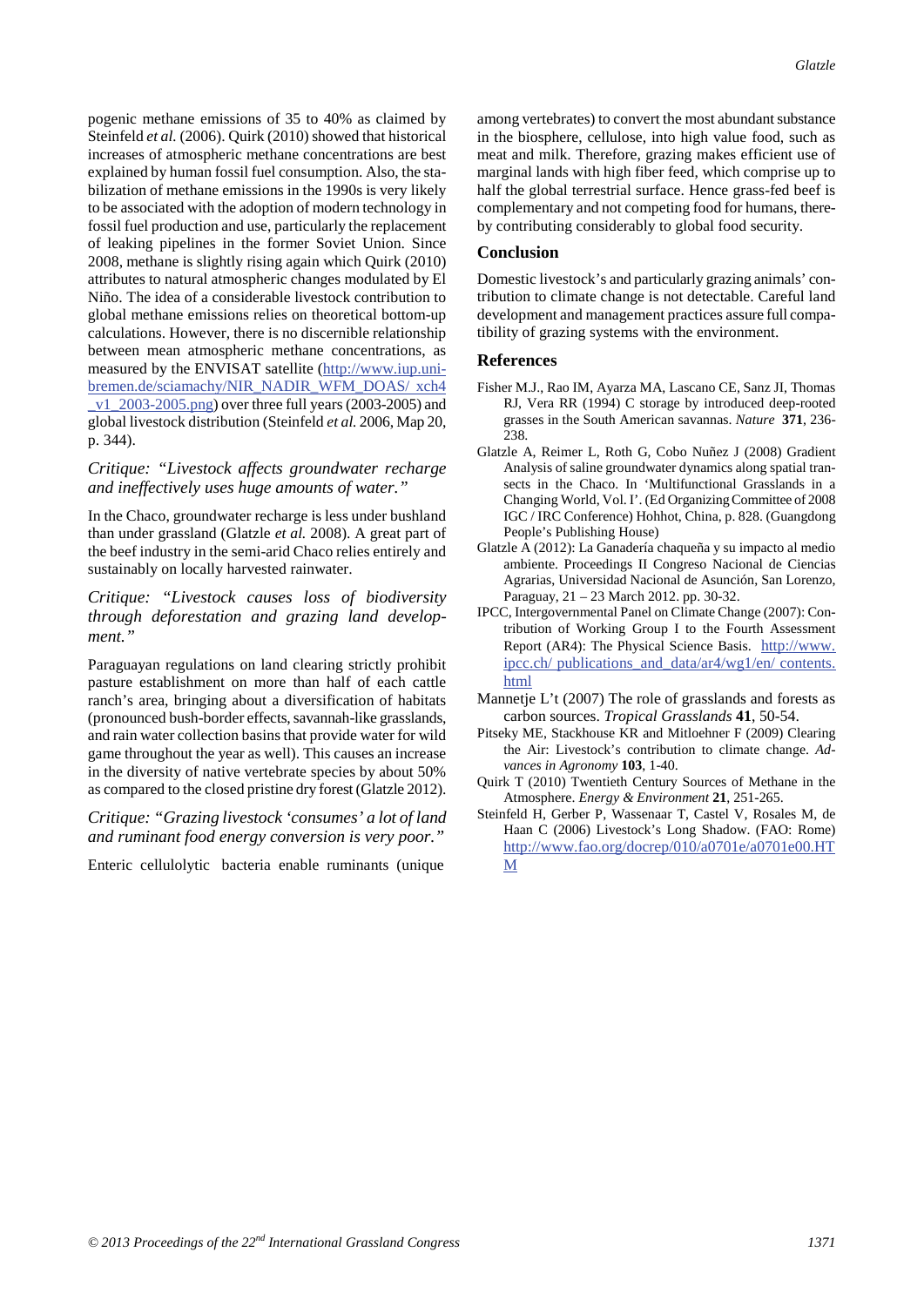pogenic methane emissions of 35 to 40% as claimed by Steinfeld *et al.* (2006). Quirk (2010) showed that historical increases of atmospheric methane concentrations are best explained by human fossil fuel consumption. Also, the stabilization of methane emissions in the 1990s is very likely to be associated with the adoption of modern technology in fossil fuel production and use, particularly the replacement of leaking pipelines in the former Soviet Union. Since 2008, methane is slightly rising again which Quirk (2010) attributes to natural atmospheric changes modulated by El Niño. The idea of a considerable livestock contribution to global methane emissions relies on theoretical bottom-up calculations. However, there is no discernible relationship between mean atmospheric methane concentrations, as measured by the ENVISAT satellite (http://www.iup.uni-bremen.de/sciamachy/NIR_NADIR_WFM_DOAS/ xch4 _v1_2003-2005.png) over three full years (2003-2005) and global livestock distribution (Steinfeld *et al.* 2006, Map 20, p. 344).

### *Critique: "Livestock affects groundwater recharge and ineffectively uses huge amounts of water."*

In the Chaco, groundwater recharge is less under bushland than under grassland (Glatzle *et al.* 2008). A great part of the beef industry in the semi-arid Chaco relies entirely and sustainably on locally harvested rainwater.

### *Critique: "Livestock causes loss of biodiversity through deforestation and grazing land development."*

Paraguayan regulations on land clearing strictly prohibit pasture establishment on more than half of each cattle ranch's area, bringing about a diversification of habitats (pronounced bush-border effects, savannah-like grasslands, and rain water collection basins that provide water for wild game throughout the year as well). This causes an increase in the diversity of native vertebrate species by about 50% as compared to the closed pristine dry forest (Glatzle 2012).

### *Critique: "Grazing livestock 'consumes' a lot of land and ruminant food energy conversion is very poor."*

Enteric cellulolytic bacteria enable ruminants (unique among vertebrates) to convert the most abundant substance in the biosphere, cellulose, into high value food, such as meat and milk. Therefore, grazing makes efficient use of marginal lands with high fiber feed, which comprise up to half the global terrestrial surface. Hence grass-fed beef is complementary and not competing food for humans, thereby contributing considerably to global food security.

## Conclusion

Domestic livestock's and particularly grazing animals' contribution to climate change is not detectable. Careful land development and management practices assure full compatibility of grazing systems with the environment.

## References

Fisher M.J., Rao IM, Ayarza MA, Lascano CE, Sanz JI, Thomas RJ, Vera RR (1994) C storage by introduced deep-rooted grasses in the South American savannas. *Nature* **371**, 236-238.

Glatzle A, Reimer L, Roth G, Cobo Nuñez J (2008) Gradient Analysis of saline groundwater dynamics along spatial transects in the Chaco. In 'Multifunctional Grasslands in a Changing World, Vol. I'. (Ed Organizing Committee of 2008 IGC / IRC Conference) Hohhot, China, p. 828. (Guangdong People's Publishing House)

Glatzle A (2012): La Ganadería chaqueña y su impacto al medio ambiente. Proceedings II Congreso Nacional de Ciencias Agrarias, Universidad Nacional de Asunción, San Lorenzo, Paraguay, 21 – 23 March 2012. pp. 30-32.

IPCC, Intergovernmental Panel on Climate Change (2007): Contribution of Working Group I to the Fourth Assessment Report (AR4): The Physical Science Basis. http://www.ipcc.ch/ publications_and_data/ar4/wg1/en/ contents.html

Mannetje L't (2007) The role of grasslands and forests as carbon sources. *Tropical Grasslands* **41**, 50-54.

Pitseky ME, Stackhouse KR and Mitloehner F (2009) Clearing the Air: Livestock's contribution to climate change. *Advances in Agronomy* **103**, 1-40.

Quirk T (2010) Twentieth Century Sources of Methane in the Atmosphere. *Energy & Environment* **21**, 251-265.

Steinfeld H, Gerber P, Wassenaar T, Castel V, Rosales M, de Haan C (2006) Livestock's Long Shadow. (FAO: Rome) http://www.fao.org/docrep/010/a0701e/a0701e00.HTM